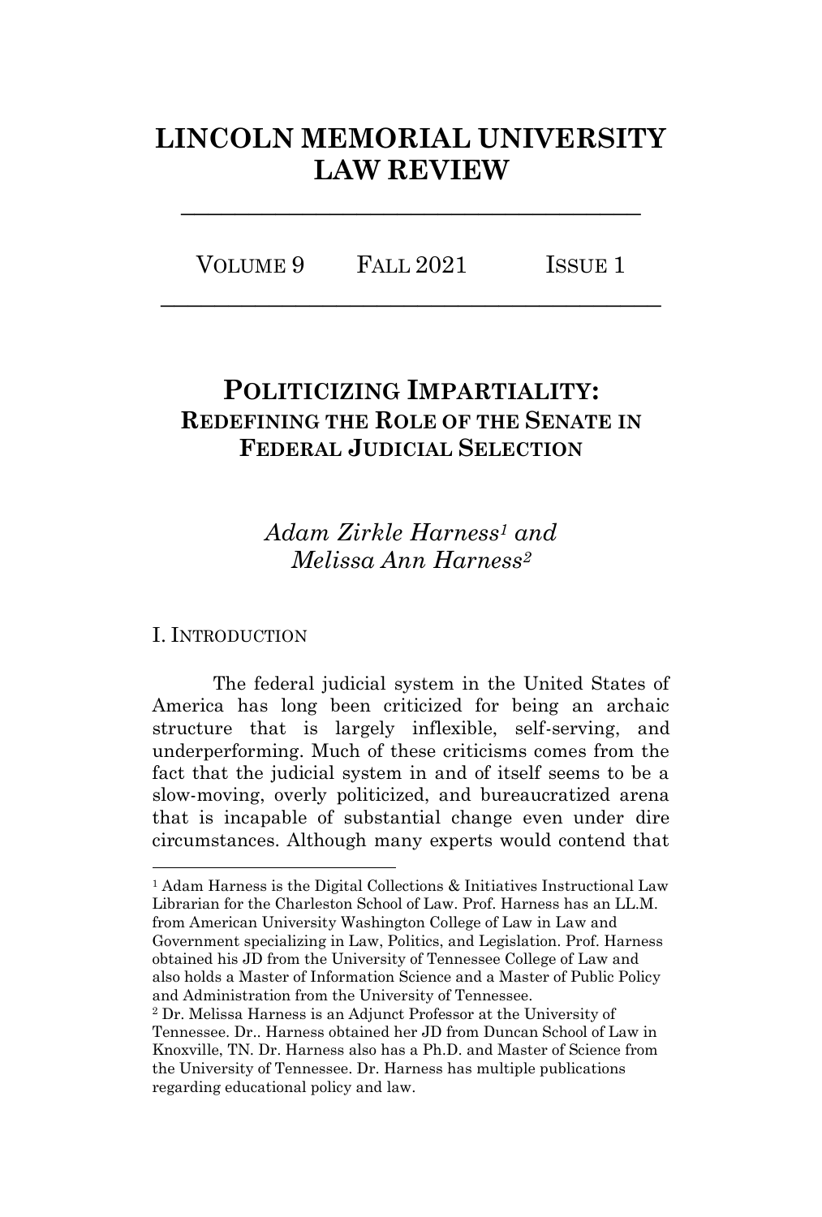# LINCOLN MEMORIAL UNIVERSITY LAW REVIEW

VOLUME 9 FALL 2021 ISSUE 1

## POLITICIZING IMPARTIALITY: REDEFINING THE ROLE OF THE SENATE IN FEDERAL JUDICIAL SELECTION

*Adam Zirkle Harness*[1] *and Melissa Ann Harness*[2]

### I. INTRODUCTION

The federal judicial system in the United States of America has long been criticized for being an archaic structure that is largely inflexible, self-serving, and underperforming. Much of these criticisms comes from the fact that the judicial system in and of itself seems to be a slow-moving, overly politicized, and bureaucratized arena that is incapable of substantial change even under dire circumstances. Although many experts would contend that

---

[1] Adam Harness is the Digital Collections & Initiatives Instructional Law Librarian for the Charleston School of Law. Prof. Harness has an LL.M. from American University Washington College of Law in Law and Government specializing in Law, Politics, and Legislation. Prof. Harness obtained his JD from the University of Tennessee College of Law and also holds a Master of Information Science and a Master of Public Policy and Administration from the University of Tennessee.

[2] Dr. Melissa Harness is an Adjunct Professor at the University of Tennessee. Dr.. Harness obtained her JD from Duncan School of Law in Knoxville, TN. Dr. Harness also has a Ph.D. and Master of Science from the University of Tennessee. Dr. Harness has multiple publications regarding educational policy and law.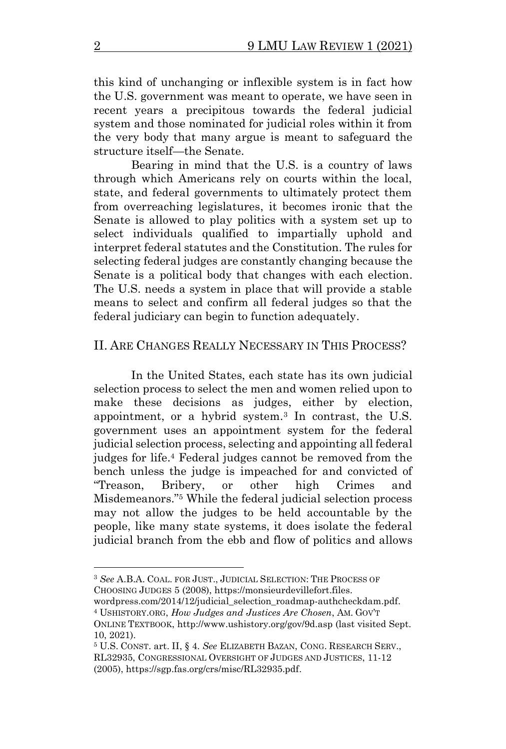this kind of unchanging or inflexible system is in fact how the U.S. government was meant to operate, we have seen in recent years a precipitous towards the federal judicial system and those nominated for judicial roles within it from the very body that many argue is meant to safeguard the structure itself—the Senate.

Bearing in mind that the U.S. is a country of laws through which Americans rely on courts within the local, state, and federal governments to ultimately protect them from overreaching legislatures, it becomes ironic that the Senate is allowed to play politics with a system set up to select individuals qualified to impartially uphold and interpret federal statutes and the Constitution. The rules for selecting federal judges are constantly changing because the Senate is a political body that changes with each election. The U.S. needs a system in place that will provide a stable means to select and confirm all federal judges so that the federal judiciary can begin to function adequately.

## II. ARE CHANGES REALLY NECESSARY IN THIS PROCESS?

In the United States, each state has its own judicial selection process to select the men and women relied upon to make these decisions as judges, either by election, appointment, or a hybrid system.[3] In contrast, the U.S. government uses an appointment system for the federal judicial selection process, selecting and appointing all federal judges for life.[4] Federal judges cannot be removed from the bench unless the judge is impeached for and convicted of "Treason, Bribery, or other high Crimes and Misdemeanors."[5] While the federal judicial selection process may not allow the judges to be held accountable by the people, like many state systems, it does isolate the federal judicial branch from the ebb and flow of politics and allows

---

[3] *See* A.B.A. COAL. FOR JUST., JUDICIAL SELECTION: THE PROCESS OF CHOOSING JUDGES 5 (2008), https://monsieurdevillefort.files.wordpress.com/2014/12/judicial_selection_roadmap-authcheckdam.pdf.

[4] USHISTORY.ORG, *How Judges and Justices Are Chosen*, AM. GOV'T ONLINE TEXTBOOK, http://www.ushistory.org/gov/9d.asp (last visited Sept. 10, 2021).

[5] U.S. CONST. art. II, § 4. *See* ELIZABETH BAZAN, CONG. RESEARCH SERV., RL32935, CONGRESSIONAL OVERSIGHT OF JUDGES AND JUSTICES, 11-12 (2005), https://sgp.fas.org/crs/misc/RL32935.pdf.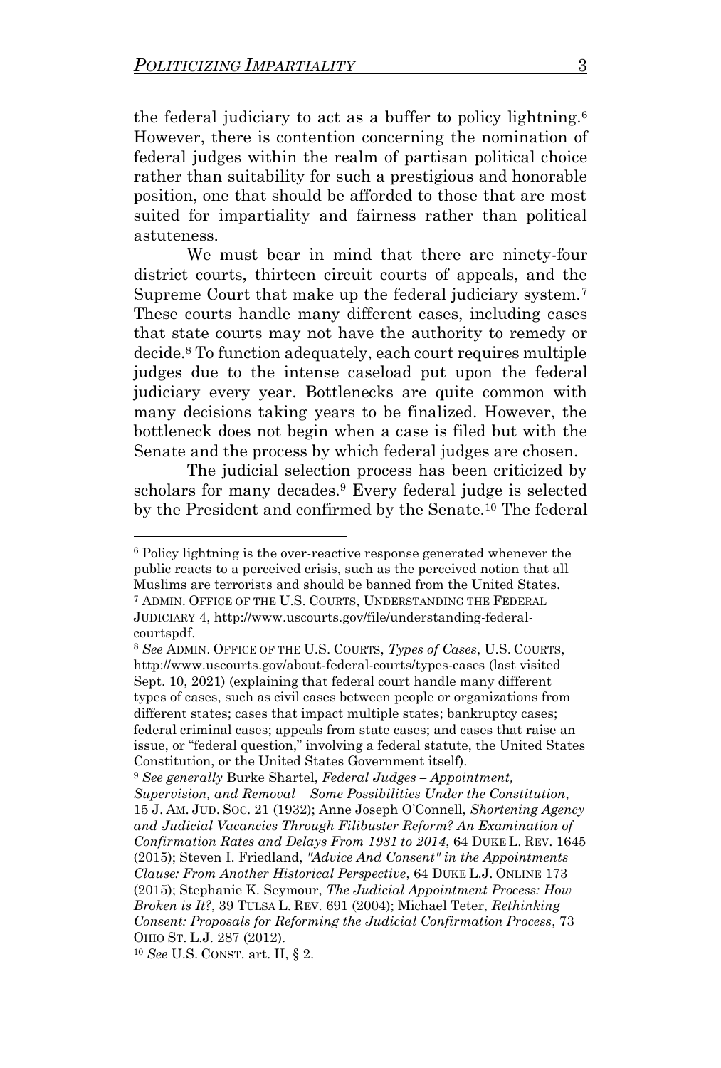the federal judiciary to act as a buffer to policy lightning.[6] However, there is contention concerning the nomination of federal judges within the realm of partisan political choice rather than suitability for such a prestigious and honorable position, one that should be afforded to those that are most suited for impartiality and fairness rather than political astuteness.

We must bear in mind that there are ninety-four district courts, thirteen circuit courts of appeals, and the Supreme Court that make up the federal judiciary system.[7] These courts handle many different cases, including cases that state courts may not have the authority to remedy or decide.[8] To function adequately, each court requires multiple judges due to the intense caseload put upon the federal judiciary every year. Bottlenecks are quite common with many decisions taking years to be finalized. However, the bottleneck does not begin when a case is filed but with the Senate and the process by which federal judges are chosen.

The judicial selection process has been criticized by scholars for many decades.[9] Every federal judge is selected by the President and confirmed by the Senate.[10] The federal

---

[6] Policy lightning is the over-reactive response generated whenever the public reacts to a perceived crisis, such as the perceived notion that all Muslims are terrorists and should be banned from the United States.

[7] ADMIN. OFFICE OF THE U.S. COURTS, UNDERSTANDING THE FEDERAL JUDICIARY 4, http://www.uscourts.gov/file/understanding-federal-courtspdf.

[8] *See* ADMIN. OFFICE OF THE U.S. COURTS, *Types of Cases*, U.S. COURTS, http://www.uscourts.gov/about-federal-courts/types-cases (last visited Sept. 10, 2021) (explaining that federal court handle many different types of cases, such as civil cases between people or organizations from different states; cases that impact multiple states; bankruptcy cases; federal criminal cases; appeals from state cases; and cases that raise an issue, or "federal question," involving a federal statute, the United States Constitution, or the United States Government itself).

[9] *See generally* Burke Shartel, *Federal Judges – Appointment, Supervision, and Removal – Some Possibilities Under the Constitution*, 15 J. AM. JUD. SOC. 21 (1932); Anne Joseph O'Connell, *Shortening Agency and Judicial Vacancies Through Filibuster Reform? An Examination of Confirmation Rates and Delays From 1981 to 2014*, 64 DUKE L. REV. 1645 (2015); Steven I. Friedland, *"Advice And Consent" in the Appointments Clause: From Another Historical Perspective*, 64 DUKE L.J. ONLINE 173 (2015); Stephanie K. Seymour, *The Judicial Appointment Process: How Broken is It?*, 39 TULSA L. REV. 691 (2004); Michael Teter, *Rethinking Consent: Proposals for Reforming the Judicial Confirmation Process*, 73 OHIO ST. L.J. 287 (2012).

[10] *See* U.S. CONST. art. II, § 2.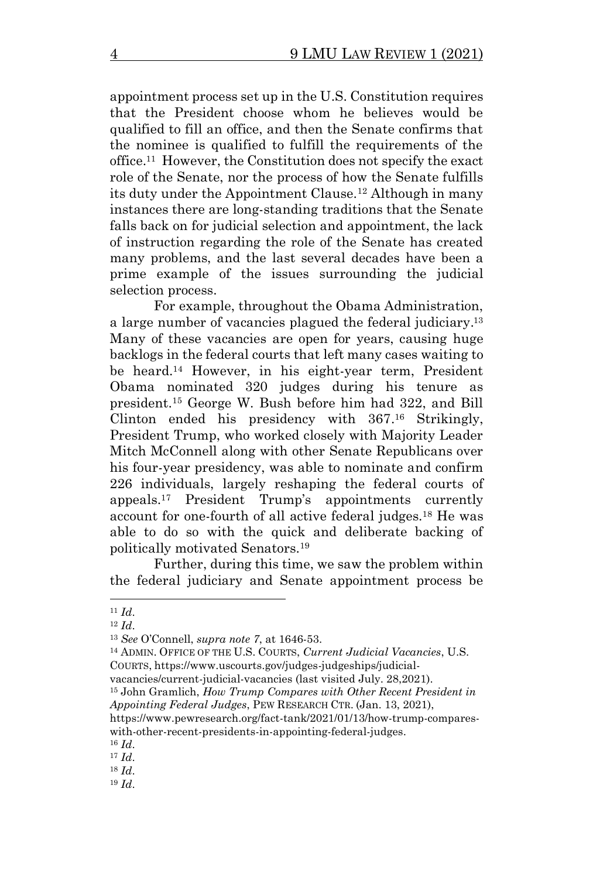appointment process set up in the U.S. Constitution requires that the President choose whom he believes would be qualified to fill an office, and then the Senate confirms that the nominee is qualified to fulfill the requirements of the office.[11] However, the Constitution does not specify the exact role of the Senate, nor the process of how the Senate fulfills its duty under the Appointment Clause.[12] Although in many instances there are long-standing traditions that the Senate falls back on for judicial selection and appointment, the lack of instruction regarding the role of the Senate has created many problems, and the last several decades have been a prime example of the issues surrounding the judicial selection process.

For example, throughout the Obama Administration, a large number of vacancies plagued the federal judiciary.[13] Many of these vacancies are open for years, causing huge backlogs in the federal courts that left many cases waiting to be heard.[14] However, in his eight-year term, President Obama nominated 320 judges during his tenure as president.[15] George W. Bush before him had 322, and Bill Clinton ended his presidency with 367.[16] Strikingly, President Trump, who worked closely with Majority Leader Mitch McConnell along with other Senate Republicans over his four-year presidency, was able to nominate and confirm 226 individuals, largely reshaping the federal courts of appeals.[17] President Trump's appointments currently account for one-fourth of all active federal judges.[18] He was able to do so with the quick and deliberate backing of politically motivated Senators.[19]

Further, during this time, we saw the problem within the federal judiciary and Senate appointment process be

---

[11] *Id*.

[12] *Id*.

[13] *See* O'Connell, *supra note 7*, at 1646-53.

[14] ADMIN. OFFICE OF THE U.S. COURTS, *Current Judicial Vacancies*, U.S. COURTS, https://www.uscourts.gov/judges-judgeships/judicial-vacancies/current-judicial-vacancies (last visited July. 28,2021).

[15] John Gramlich, *How Trump Compares with Other Recent President in Appointing Federal Judges*, PEW RESEARCH CTR. (Jan. 13, 2021), https://www.pewresearch.org/fact-tank/2021/01/13/how-trump-compares-with-other-recent-presidents-in-appointing-federal-judges.

[16] *Id*.

[17] *Id*.

[18] *Id*.

[19] *Id*.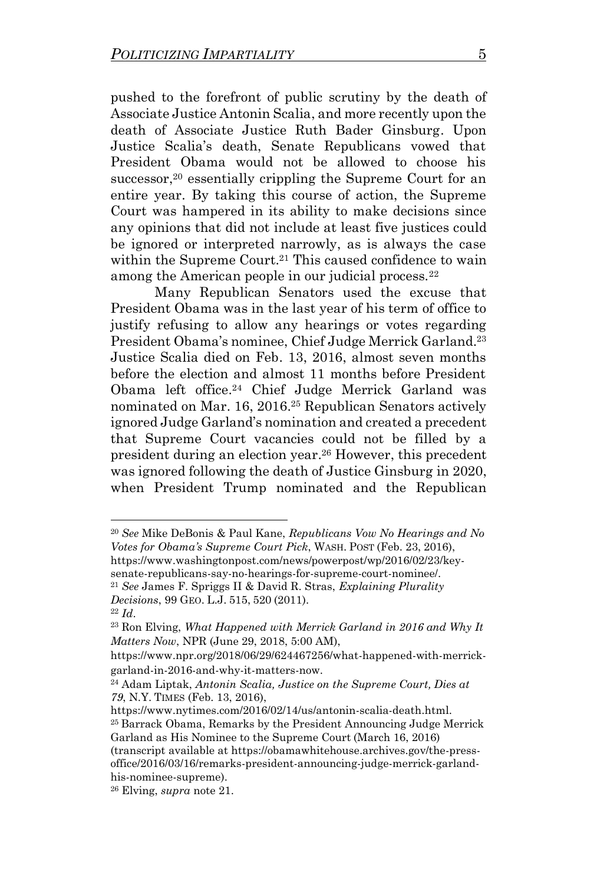pushed to the forefront of public scrutiny by the death of Associate Justice Antonin Scalia, and more recently upon the death of Associate Justice Ruth Bader Ginsburg. Upon Justice Scalia's death, Senate Republicans vowed that President Obama would not be allowed to choose his successor,[20] essentially crippling the Supreme Court for an entire year. By taking this course of action, the Supreme Court was hampered in its ability to make decisions since any opinions that did not include at least five justices could be ignored or interpreted narrowly, as is always the case within the Supreme Court.[21] This caused confidence to wain among the American people in our judicial process.[22]

Many Republican Senators used the excuse that President Obama was in the last year of his term of office to justify refusing to allow any hearings or votes regarding President Obama's nominee, Chief Judge Merrick Garland.[23] Justice Scalia died on Feb. 13, 2016, almost seven months before the election and almost 11 months before President Obama left office.[24] Chief Judge Merrick Garland was nominated on Mar. 16, 2016.[25] Republican Senators actively ignored Judge Garland's nomination and created a precedent that Supreme Court vacancies could not be filled by a president during an election year.[26] However, this precedent was ignored following the death of Justice Ginsburg in 2020, when President Trump nominated and the Republican

---

[20] *See* Mike DeBonis & Paul Kane, *Republicans Vow No Hearings and No Votes for Obama's Supreme Court Pick*, WASH. POST (Feb. 23, 2016), https://www.washingtonpost.com/news/powerpost/wp/2016/02/23/key-senate-republicans-say-no-hearings-for-supreme-court-nominee/.

[21] *See* James F. Spriggs II & David R. Stras, *Explaining Plurality Decisions*, 99 GEO. L.J. 515, 520 (2011).

[22] *Id*.

[23] Ron Elving, *What Happened with Merrick Garland in 2016 and Why It Matters Now*, NPR (June 29, 2018, 5:00 AM), https://www.npr.org/2018/06/29/624467256/what-happened-with-merrick-garland-in-2016-and-why-it-matters-now.

[24] Adam Liptak, *Antonin Scalia, Justice on the Supreme Court, Dies at 79*, N.Y. TIMES (Feb. 13, 2016), https://www.nytimes.com/2016/02/14/us/antonin-scalia-death.html.

[25] Barrack Obama, Remarks by the President Announcing Judge Merrick Garland as His Nominee to the Supreme Court (March 16, 2016) (transcript available at https://obamawhitehouse.archives.gov/the-press-office/2016/03/16/remarks-president-announcing-judge-merrick-garland-his-nominee-supreme).

[26] Elving, *supra* note 21.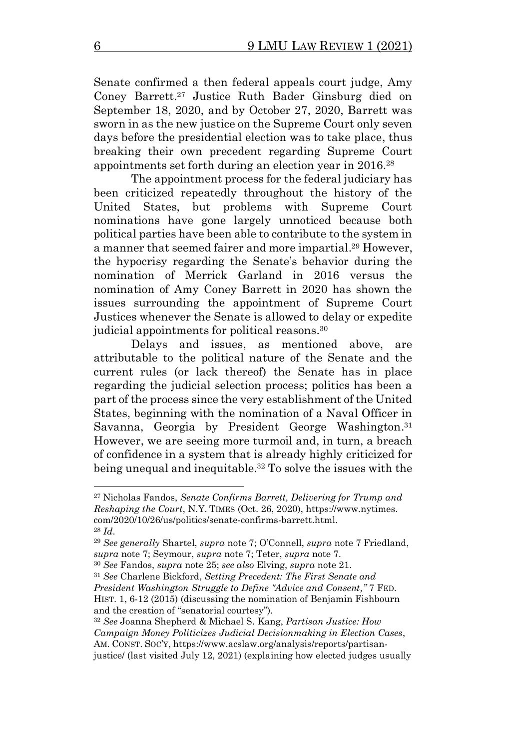Senate confirmed a then federal appeals court judge, Amy Coney Barrett.[27] Justice Ruth Bader Ginsburg died on September 18, 2020, and by October 27, 2020, Barrett was sworn in as the new justice on the Supreme Court only seven days before the presidential election was to take place, thus breaking their own precedent regarding Supreme Court appointments set forth during an election year in 2016.[28]

The appointment process for the federal judiciary has been criticized repeatedly throughout the history of the United States, but problems with Supreme Court nominations have gone largely unnoticed because both political parties have been able to contribute to the system in a manner that seemed fairer and more impartial.[29] However, the hypocrisy regarding the Senate's behavior during the nomination of Merrick Garland in 2016 versus the nomination of Amy Coney Barrett in 2020 has shown the issues surrounding the appointment of Supreme Court Justices whenever the Senate is allowed to delay or expedite judicial appointments for political reasons.[30]

Delays and issues, as mentioned above, are attributable to the political nature of the Senate and the current rules (or lack thereof) the Senate has in place regarding the judicial selection process; politics has been a part of the process since the very establishment of the United States, beginning with the nomination of a Naval Officer in Savanna, Georgia by President George Washington.[31] However, we are seeing more turmoil and, in turn, a breach of confidence in a system that is already highly criticized for being unequal and inequitable.[32] To solve the issues with the

---

[27] Nicholas Fandos, *Senate Confirms Barrett, Delivering for Trump and Reshaping the Court*, N.Y. TIMES (Oct. 26, 2020), https://www.nytimes.com/2020/10/26/us/politics/senate-confirms-barrett.html.

[28] *Id*.

[29] *See generally* Shartel, *supra* note 7; O'Connell, *supra* note 7 Friedland, *supra* note 7; Seymour, *supra* note 7; Teter, *supra* note 7.

[30] *See* Fandos, *supra* note 25; *see also* Elving, *supra* note 21.

[31] *See* Charlene Bickford, *Setting Precedent: The First Senate and President Washington Struggle to Define "Advice and Consent,"* 7 FED. HIST. 1, 6-12 (2015) (discussing the nomination of Benjamin Fishbourn and the creation of "senatorial courtesy").

[32] *See* Joanna Shepherd & Michael S. Kang, *Partisan Justice: How Campaign Money Politicizes Judicial Decisionmaking in Election Cases*, AM. CONST. SOC'Y, https://www.acslaw.org/analysis/reports/partisan-justice/ (last visited July 12, 2021) (explaining how elected judges usually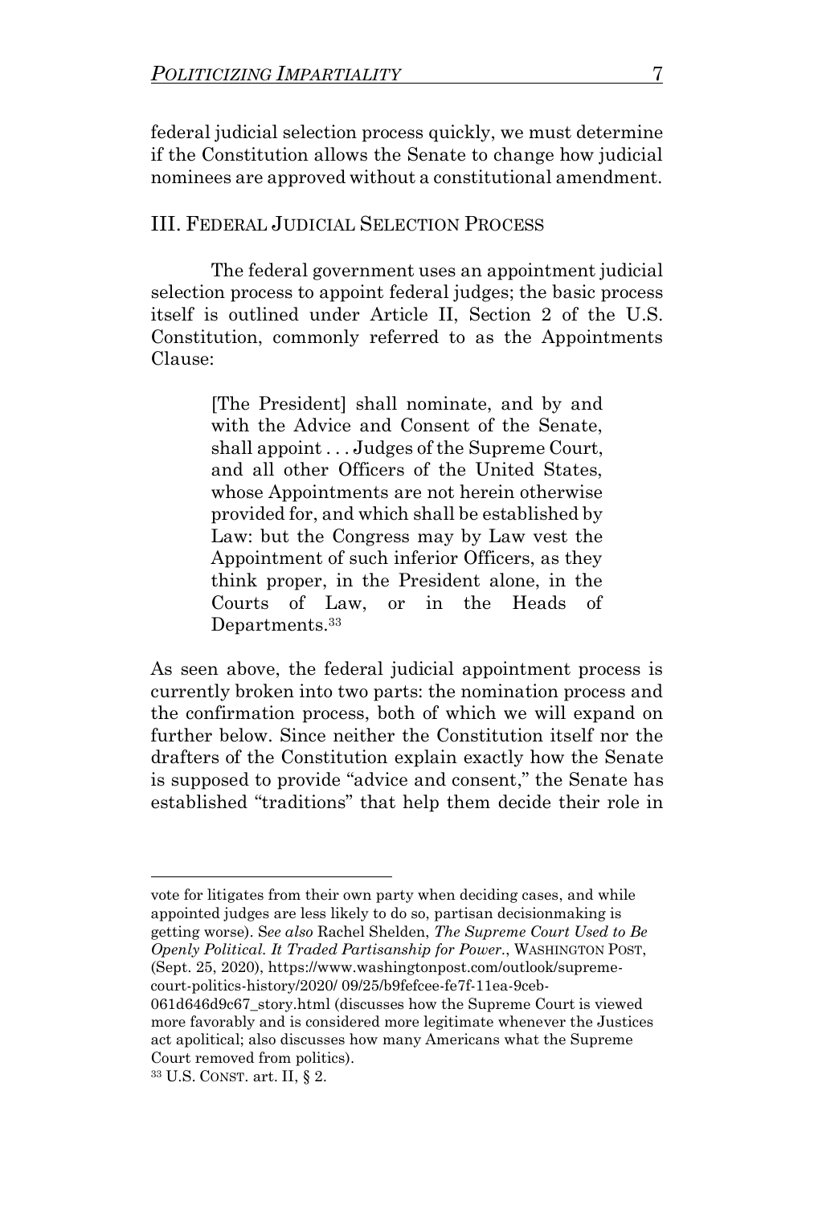federal judicial selection process quickly, we must determine if the Constitution allows the Senate to change how judicial nominees are approved without a constitutional amendment.

## III. Federal Judicial Selection Process

The federal government uses an appointment judicial selection process to appoint federal judges; the basic process itself is outlined under Article II, Section 2 of the U.S. Constitution, commonly referred to as the Appointments Clause:

> [The President] shall nominate, and by and with the Advice and Consent of the Senate, shall appoint . . . Judges of the Supreme Court, and all other Officers of the United States, whose Appointments are not herein otherwise provided for, and which shall be established by Law: but the Congress may by Law vest the Appointment of such inferior Officers, as they think proper, in the President alone, in the Courts of Law, or in the Heads of Departments.[33]

As seen above, the federal judicial appointment process is currently broken into two parts: the nomination process and the confirmation process, both of which we will expand on further below. Since neither the Constitution itself nor the drafters of the Constitution explain exactly how the Senate is supposed to provide "advice and consent," the Senate has established "traditions" that help them decide their role in

---

vote for litigates from their own party when deciding cases, and while appointed judges are less likely to do so, partisan decisionmaking is getting worse). *See also* Rachel Shelden, *The Supreme Court Used to Be Openly Political. It Traded Partisanship for Power.*, WASHINGTON POST, (Sept. 25, 2020), https://www.washingtonpost.com/outlook/supreme-court-politics-history/2020/ 09/25/b9fefcee-fe7f-11ea-9ceb-061d646d9c67_story.html (discusses how the Supreme Court is viewed more favorably and is considered more legitimate whenever the Justices act apolitical; also discusses how many Americans what the Supreme Court removed from politics).

[33] U.S. CONST. art. II, § 2.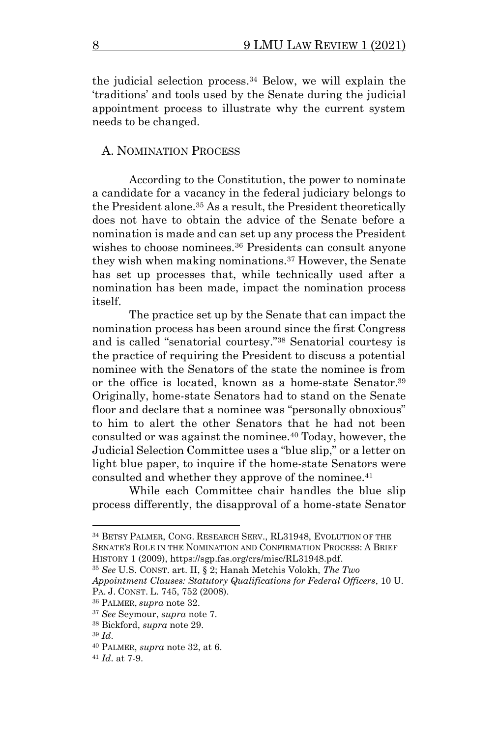the judicial selection process.[34] Below, we will explain the 'traditions' and tools used by the Senate during the judicial appointment process to illustrate why the current system needs to be changed.

## A. Nomination Process

According to the Constitution, the power to nominate a candidate for a vacancy in the federal judiciary belongs to the President alone.[35] As a result, the President theoretically does not have to obtain the advice of the Senate before a nomination is made and can set up any process the President wishes to choose nominees.[36] Presidents can consult anyone they wish when making nominations.[37] However, the Senate has set up processes that, while technically used after a nomination has been made, impact the nomination process itself.

The practice set up by the Senate that can impact the nomination process has been around since the first Congress and is called "senatorial courtesy."[38] Senatorial courtesy is the practice of requiring the President to discuss a potential nominee with the Senators of the state the nominee is from or the office is located, known as a home-state Senator.[39] Originally, home-state Senators had to stand on the Senate floor and declare that a nominee was "personally obnoxious" to him to alert the other Senators that he had not been consulted or was against the nominee.[40] Today, however, the Judicial Selection Committee uses a "blue slip," or a letter on light blue paper, to inquire if the home-state Senators were consulted and whether they approve of the nominee.[41]

While each Committee chair handles the blue slip process differently, the disapproval of a home-state Senator

---

[34] Betsy Palmer, Cong. Research Serv., RL31948, Evolution of the Senate's Role in the Nomination and Confirmation Process: A Brief History 1 (2009), https://sgp.fas.org/crs/misc/RL31948.pdf.

[35] *See* U.S. Const. art. II, § 2; Hanah Metchis Volokh, *The Two Appointment Clauses: Statutory Qualifications for Federal Officers*, 10 U. Pa. J. Const. L. 745, 752 (2008).

[36] Palmer, *supra* note 32.

[37] *See* Seymour, *supra* note 7.

[38] Bickford, *supra* note 29.

[39] *Id*.

[40] Palmer, *supra* note 32, at 6.

[41] *Id*. at 7-9.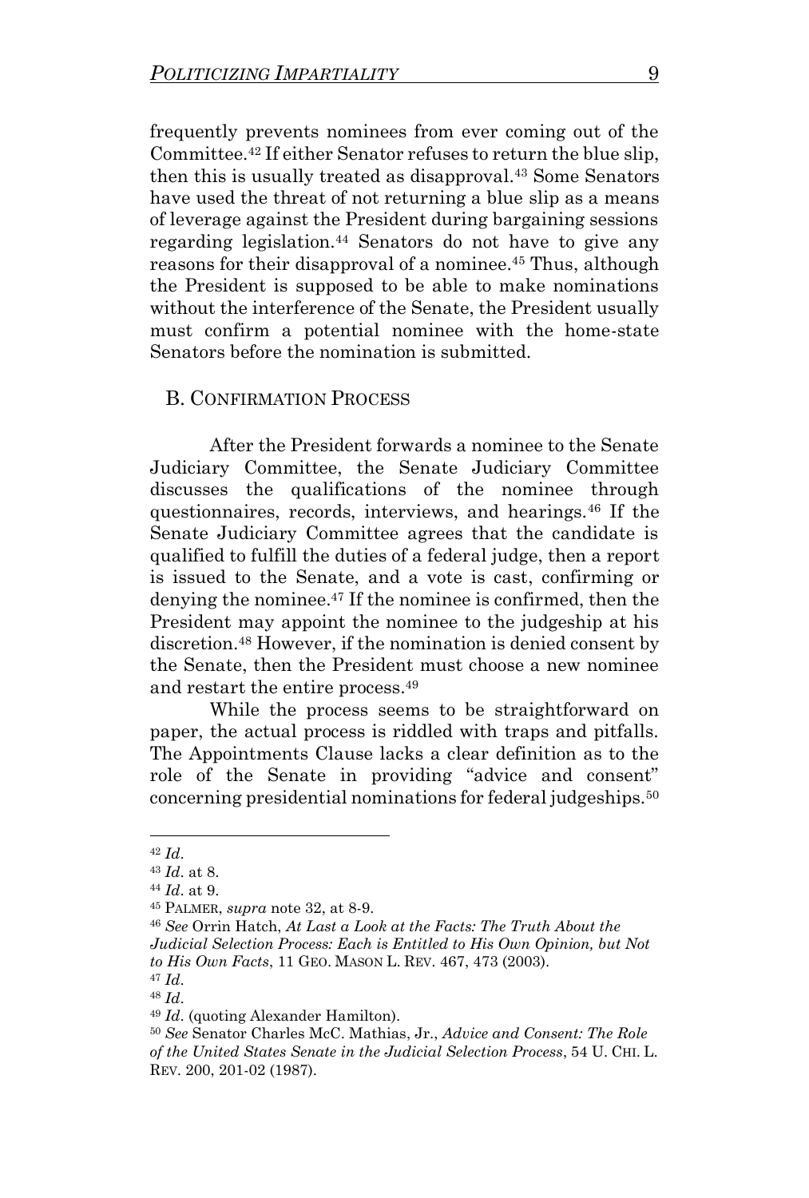frequently prevents nominees from ever coming out of the Committee.[42] If either Senator refuses to return the blue slip, then this is usually treated as disapproval.[43] Some Senators have used the threat of not returning a blue slip as a means of leverage against the President during bargaining sessions regarding legislation.[44] Senators do not have to give any reasons for their disapproval of a nominee.[45] Thus, although the President is supposed to be able to make nominations without the interference of the Senate, the President usually must confirm a potential nominee with the home-state Senators before the nomination is submitted.

## B. Confirmation Process

After the President forwards a nominee to the Senate Judiciary Committee, the Senate Judiciary Committee discusses the qualifications of the nominee through questionnaires, records, interviews, and hearings.[46] If the Senate Judiciary Committee agrees that the candidate is qualified to fulfill the duties of a federal judge, then a report is issued to the Senate, and a vote is cast, confirming or denying the nominee.[47] If the nominee is confirmed, then the President may appoint the nominee to the judgeship at his discretion.[48] However, if the nomination is denied consent by the Senate, then the President must choose a new nominee and restart the entire process.[49]

While the process seems to be straightforward on paper, the actual process is riddled with traps and pitfalls. The Appointments Clause lacks a clear definition as to the role of the Senate in providing "advice and consent" concerning presidential nominations for federal judgeships.[50]

---

[42] *Id*.

[43] *Id*. at 8.

[44] *Id*. at 9.

[45] Palmer, *supra* note 32, at 8-9.

[46] *See* Orrin Hatch, *At Last a Look at the Facts: The Truth About the Judicial Selection Process: Each is Entitled to His Own Opinion, but Not to His Own Facts*, 11 Geo. Mason L. Rev. 467, 473 (2003).

[47] *Id*.

[48] *Id*.

[49] *Id*. (quoting Alexander Hamilton).

[50] *See* Senator Charles McC. Mathias, Jr., *Advice and Consent: The Role of the United States Senate in the Judicial Selection Process*, 54 U. Chi. L. Rev. 200, 201-02 (1987).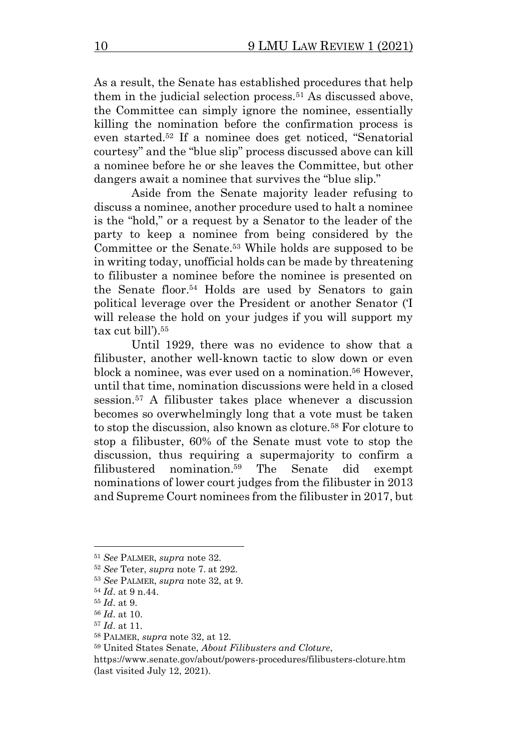As a result, the Senate has established procedures that help them in the judicial selection process.[51] As discussed above, the Committee can simply ignore the nominee, essentially killing the nomination before the confirmation process is even started.[52] If a nominee does get noticed, "Senatorial courtesy" and the "blue slip" process discussed above can kill a nominee before he or she leaves the Committee, but other dangers await a nominee that survives the "blue slip."

Aside from the Senate majority leader refusing to discuss a nominee, another procedure used to halt a nominee is the "hold," or a request by a Senator to the leader of the party to keep a nominee from being considered by the Committee or the Senate.[53] While holds are supposed to be in writing today, unofficial holds can be made by threatening to filibuster a nominee before the nominee is presented on the Senate floor.[54] Holds are used by Senators to gain political leverage over the President or another Senator ('I will release the hold on your judges if you will support my tax cut bill').[55]

Until 1929, there was no evidence to show that a filibuster, another well-known tactic to slow down or even block a nominee, was ever used on a nomination.[56] However, until that time, nomination discussions were held in a closed session.[57] A filibuster takes place whenever a discussion becomes so overwhelmingly long that a vote must be taken to stop the discussion, also known as cloture.[58] For cloture to stop a filibuster, 60% of the Senate must vote to stop the discussion, thus requiring a supermajority to confirm a filibustered nomination.[59] The Senate did exempt nominations of lower court judges from the filibuster in 2013 and Supreme Court nominees from the filibuster in 2017, but

---

[51] *See* PALMER, *supra* note 32.

[52] *See* Teter, *supra* note 7. at 292.

[53] *See* PALMER, *supra* note 32, at 9.

[54] *Id*. at 9 n.44.

[55] *Id*. at 9.

[56] *Id*. at 10.

[57] *Id*. at 11.

[58] PALMER, *supra* note 32, at 12.

[59] United States Senate, *About Filibusters and Cloture*, https://www.senate.gov/about/powers-procedures/filibusters-cloture.htm (last visited July 12, 2021).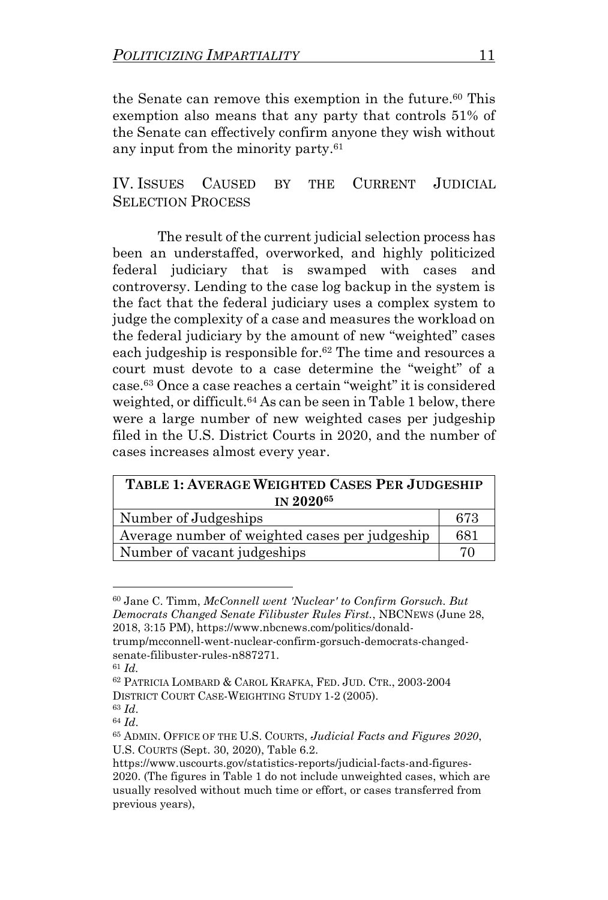the Senate can remove this exemption in the future.[60] This exemption also means that any party that controls 51% of the Senate can effectively confirm anyone they wish without any input from the minority party.[61]

## IV. ISSUES CAUSED BY THE CURRENT JUDICIAL SELECTION PROCESS

The result of the current judicial selection process has been an understaffed, overworked, and highly politicized federal judiciary that is swamped with cases and controversy. Lending to the case log backup in the system is the fact that the federal judiciary uses a complex system to judge the complexity of a case and measures the workload on the federal judiciary by the amount of new "weighted" cases each judgeship is responsible for.[62] The time and resources a court must devote to a case determine the "weight" of a case.[63] Once a case reaches a certain "weight" it is considered weighted, or difficult.[64] As can be seen in Table 1 below, there were a large number of new weighted cases per judgeship filed in the U.S. District Courts in 2020, and the number of cases increases almost every year.

| **TABLE 1: AVERAGE WEIGHTED CASES PER JUDGESHIP IN 2020**[65] | |
|---|---|
| Number of Judgeships | 673 |
| Average number of weighted cases per judgeship | 681 |
| Number of vacant judgeships | 70 |

---

[60] Jane C. Timm, *McConnell went 'Nuclear' to Confirm Gorsuch. But Democrats Changed Senate Filibuster Rules First.*, NBCNEWS (June 28, 2018, 3:15 PM), https://www.nbcnews.com/politics/donald-trump/mcconnell-went-nuclear-confirm-gorsuch-democrats-changed-senate-filibuster-rules-n887271.

[61] *Id.*

[62] PATRICIA LOMBARD & CAROL KRAFKA, FED. JUD. CTR., 2003-2004 DISTRICT COURT CASE-WEIGHTING STUDY 1-2 (2005).

[63] *Id*.

[64] *Id*.

[65] ADMIN. OFFICE OF THE U.S. COURTS, *Judicial Facts and Figures 2020*, U.S. COURTS (Sept. 30, 2020), Table 6.2. https://www.uscourts.gov/statistics-reports/judicial-facts-and-figures-2020. (The figures in Table 1 do not include unweighted cases, which are usually resolved without much time or effort, or cases transferred from previous years),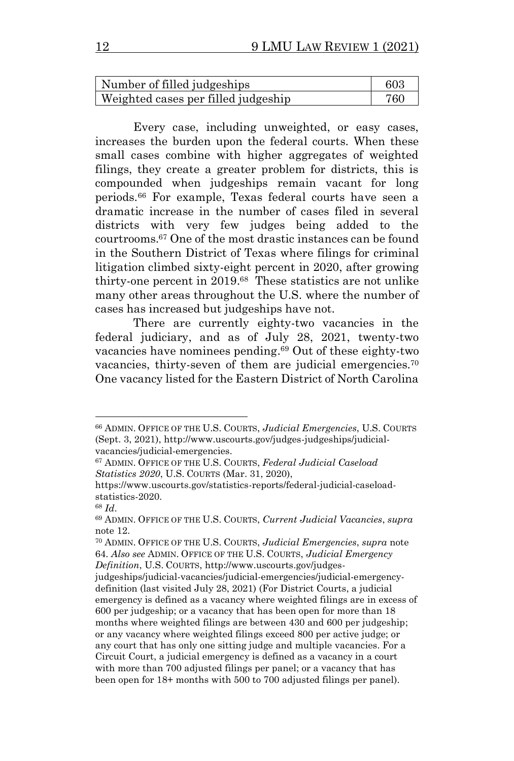| | |
|---|---|
| Number of filled judgeships | 603 |
| Weighted cases per filled judgeship | 760 |

Every case, including unweighted, or easy cases, increases the burden upon the federal courts. When these small cases combine with higher aggregates of weighted filings, they create a greater problem for districts, this is compounded when judgeships remain vacant for long periods.[66] For example, Texas federal courts have seen a dramatic increase in the number of cases filed in several districts with very few judges being added to the courtrooms.[67] One of the most drastic instances can be found in the Southern District of Texas where filings for criminal litigation climbed sixty-eight percent in 2020, after growing thirty-one percent in 2019.[68] These statistics are not unlike many other areas throughout the U.S. where the number of cases has increased but judgeships have not.

There are currently eighty-two vacancies in the federal judiciary, and as of July 28, 2021, twenty-two vacancies have nominees pending.[69] Out of these eighty-two vacancies, thirty-seven of them are judicial emergencies.[70] One vacancy listed for the Eastern District of North Carolina

---

[66] ADMIN. OFFICE OF THE U.S. COURTS, *Judicial Emergencies*, U.S. COURTS (Sept. 3, 2021), http://www.uscourts.gov/judges-judgeships/judicial-vacancies/judicial-emergencies.

[67] ADMIN. OFFICE OF THE U.S. COURTS, *Federal Judicial Caseload Statistics 2020*, U.S. COURTS (Mar. 31, 2020), https://www.uscourts.gov/statistics-reports/federal-judicial-caseload-statistics-2020.

[68] *Id*.

[69] ADMIN. OFFICE OF THE U.S. COURTS, *Current Judicial Vacancies*, *supra* note 12.

[70] ADMIN. OFFICE OF THE U.S. COURTS, *Judicial Emergencies*, *supra* note 64. *Also see* ADMIN. OFFICE OF THE U.S. COURTS, *Judicial Emergency Definition*, U.S. COURTS, http://www.uscourts.gov/judges-judgeships/judicial-vacancies/judicial-emergencies/judicial-emergency-definition (last visited July 28, 2021) (For District Courts, a judicial emergency is defined as a vacancy where weighted filings are in excess of 600 per judgeship; or a vacancy that has been open for more than 18 months where weighted filings are between 430 and 600 per judgeship; or any vacancy where weighted filings exceed 800 per active judge; or any court that has only one sitting judge and multiple vacancies. For a Circuit Court, a judicial emergency is defined as a vacancy in a court with more than 700 adjusted filings per panel; or a vacancy that has been open for 18+ months with 500 to 700 adjusted filings per panel).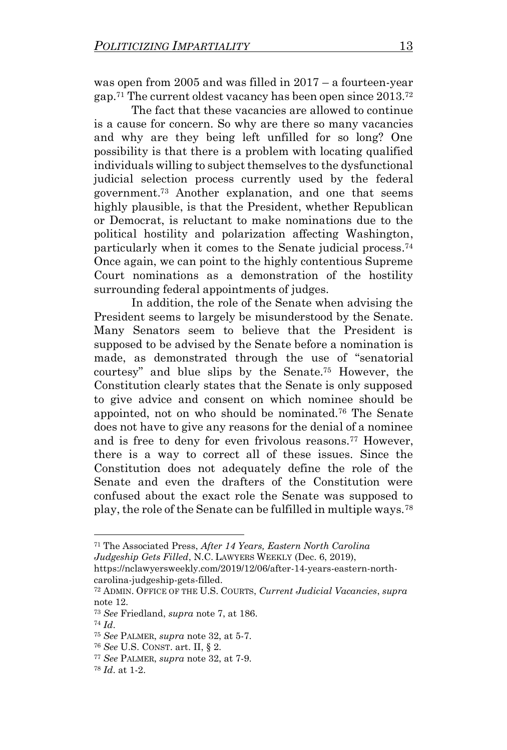was open from 2005 and was filled in 2017 – a fourteen-year gap.[71] The current oldest vacancy has been open since 2013.[72]

The fact that these vacancies are allowed to continue is a cause for concern. So why are there so many vacancies and why are they being left unfilled for so long? One possibility is that there is a problem with locating qualified individuals willing to subject themselves to the dysfunctional judicial selection process currently used by the federal government.[73] Another explanation, and one that seems highly plausible, is that the President, whether Republican or Democrat, is reluctant to make nominations due to the political hostility and polarization affecting Washington, particularly when it comes to the Senate judicial process.[74] Once again, we can point to the highly contentious Supreme Court nominations as a demonstration of the hostility surrounding federal appointments of judges.

In addition, the role of the Senate when advising the President seems to largely be misunderstood by the Senate. Many Senators seem to believe that the President is supposed to be advised by the Senate before a nomination is made, as demonstrated through the use of "senatorial courtesy" and blue slips by the Senate.[75] However, the Constitution clearly states that the Senate is only supposed to give advice and consent on which nominee should be appointed, not on who should be nominated.[76] The Senate does not have to give any reasons for the denial of a nominee and is free to deny for even frivolous reasons.[77] However, there is a way to correct all of these issues. Since the Constitution does not adequately define the role of the Senate and even the drafters of the Constitution were confused about the exact role the Senate was supposed to play, the role of the Senate can be fulfilled in multiple ways.[78]

---

[71] The Associated Press, *After 14 Years, Eastern North Carolina Judgeship Gets Filled*, N.C. LAWYERS WEEKLY (Dec. 6, 2019), https://nclawyersweekly.com/2019/12/06/after-14-years-eastern-north-carolina-judgeship-gets-filled.

[72] ADMIN. OFFICE OF THE U.S. COURTS, *Current Judicial Vacancies*, *supra* note 12.

[73] *See* Friedland, *supra* note 7, at 186.

[74] *Id*.

[75] *See* PALMER, *supra* note 32, at 5-7.

[76] *See* U.S. CONST. art. II, § 2.

[77] *See* PALMER, *supra* note 32, at 7-9.

[78] *Id*. at 1-2.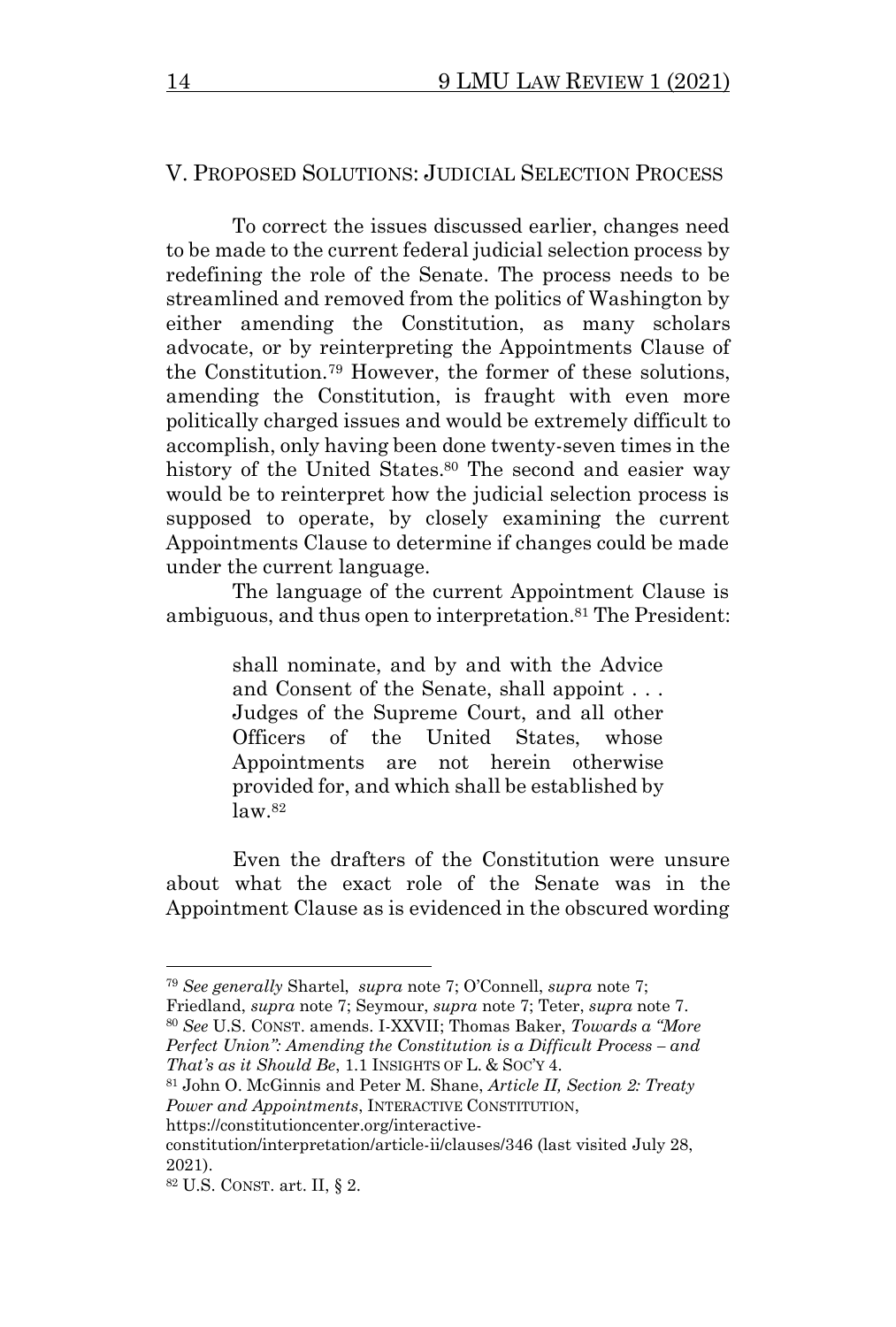## V. PROPOSED SOLUTIONS: JUDICIAL SELECTION PROCESS

To correct the issues discussed earlier, changes need to be made to the current federal judicial selection process by redefining the role of the Senate. The process needs to be streamlined and removed from the politics of Washington by either amending the Constitution, as many scholars advocate, or by reinterpreting the Appointments Clause of the Constitution.[79] However, the former of these solutions, amending the Constitution, is fraught with even more politically charged issues and would be extremely difficult to accomplish, only having been done twenty-seven times in the history of the United States.[80] The second and easier way would be to reinterpret how the judicial selection process is supposed to operate, by closely examining the current Appointments Clause to determine if changes could be made under the current language.

The language of the current Appointment Clause is ambiguous, and thus open to interpretation.[81] The President:

> shall nominate, and by and with the Advice and Consent of the Senate, shall appoint . . . Judges of the Supreme Court, and all other Officers of the United States, whose Appointments are not herein otherwise provided for, and which shall be established by law.[82]

Even the drafters of the Constitution were unsure about what the exact role of the Senate was in the Appointment Clause as is evidenced in the obscured wording

---

[79] *See generally* Shartel, *supra* note 7; O'Connell, *supra* note 7; Friedland, *supra* note 7; Seymour, *supra* note 7; Teter, *supra* note 7.

[80] *See* U.S. CONST. amends. I-XXVII; Thomas Baker, *Towards a "More Perfect Union": Amending the Constitution is a Difficult Process – and That's as it Should Be*, 1.1 INSIGHTS OF L. & SOC'Y 4.

[81] John O. McGinnis and Peter M. Shane, *Article II, Section 2: Treaty Power and Appointments*, INTERACTIVE CONSTITUTION, https://constitutioncenter.org/interactive-constitution/interpretation/article-ii/clauses/346 (last visited July 28, 2021).

[82] U.S. CONST. art. II, § 2.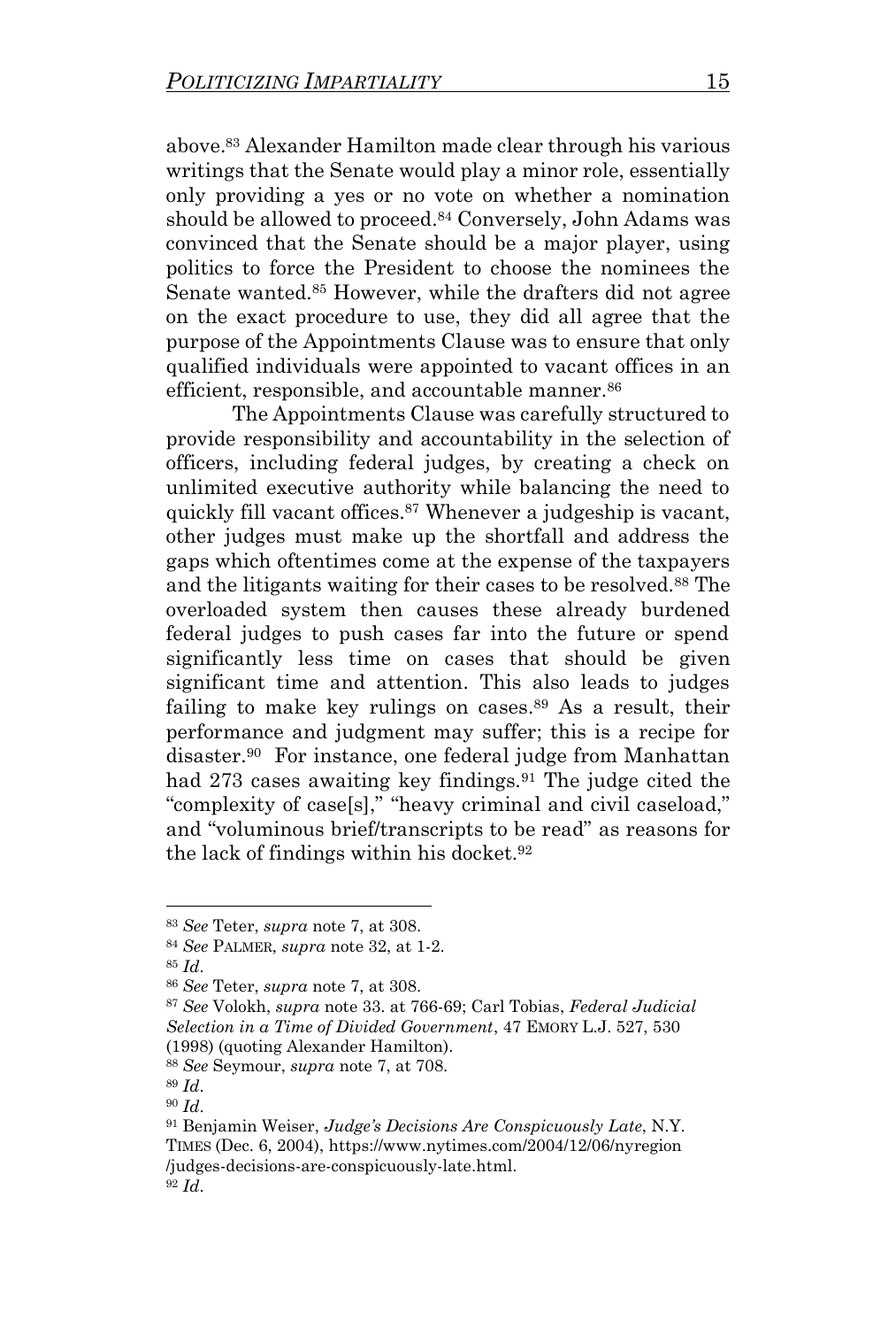above.[83] Alexander Hamilton made clear through his various writings that the Senate would play a minor role, essentially only providing a yes or no vote on whether a nomination should be allowed to proceed.[84] Conversely, John Adams was convinced that the Senate should be a major player, using politics to force the President to choose the nominees the Senate wanted.[85] However, while the drafters did not agree on the exact procedure to use, they did all agree that the purpose of the Appointments Clause was to ensure that only qualified individuals were appointed to vacant offices in an efficient, responsible, and accountable manner.[86]

The Appointments Clause was carefully structured to provide responsibility and accountability in the selection of officers, including federal judges, by creating a check on unlimited executive authority while balancing the need to quickly fill vacant offices.[87] Whenever a judgeship is vacant, other judges must make up the shortfall and address the gaps which oftentimes come at the expense of the taxpayers and the litigants waiting for their cases to be resolved.[88] The overloaded system then causes these already burdened federal judges to push cases far into the future or spend significantly less time on cases that should be given significant time and attention. This also leads to judges failing to make key rulings on cases.[89] As a result, their performance and judgment may suffer; this is a recipe for disaster.[90] For instance, one federal judge from Manhattan had 273 cases awaiting key findings.[91] The judge cited the "complexity of case[s]," "heavy criminal and civil caseload," and "voluminous brief/transcripts to be read" as reasons for the lack of findings within his docket.[92]

---

[83] *See* Teter, *supra* note 7, at 308.

[84] *See* PALMER, *supra* note 32, at 1-2.

[85] *Id*.

[86] *See* Teter, *supra* note 7, at 308.

[87] *See* Volokh, *supra* note 33. at 766-69; Carl Tobias, *Federal Judicial Selection in a Time of Divided Government*, 47 EMORY L.J. 527, 530 (1998) (quoting Alexander Hamilton).

[88] *See* Seymour, *supra* note 7, at 708.

[89] *Id*.

[90] *Id*.

[91] Benjamin Weiser, *Judge's Decisions Are Conspicuously Late*, N.Y. TIMES (Dec. 6, 2004), https://www.nytimes.com/2004/12/06/nyregion/judges-decisions-are-conspicuously-late.html.

[92] *Id*.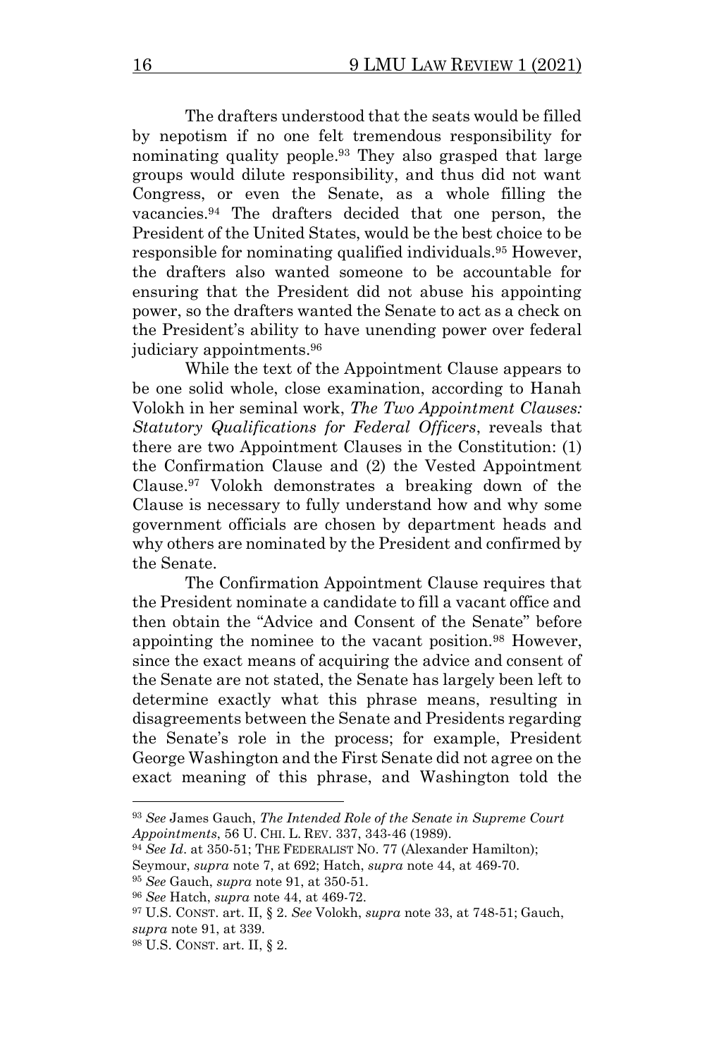The drafters understood that the seats would be filled by nepotism if no one felt tremendous responsibility for nominating quality people.[93] They also grasped that large groups would dilute responsibility, and thus did not want Congress, or even the Senate, as a whole filling the vacancies.[94] The drafters decided that one person, the President of the United States, would be the best choice to be responsible for nominating qualified individuals.[95] However, the drafters also wanted someone to be accountable for ensuring that the President did not abuse his appointing power, so the drafters wanted the Senate to act as a check on the President's ability to have unending power over federal judiciary appointments.[96]

While the text of the Appointment Clause appears to be one solid whole, close examination, according to Hanah Volokh in her seminal work, *The Two Appointment Clauses: Statutory Qualifications for Federal Officers*, reveals that there are two Appointment Clauses in the Constitution: (1) the Confirmation Clause and (2) the Vested Appointment Clause.[97] Volokh demonstrates a breaking down of the Clause is necessary to fully understand how and why some government officials are chosen by department heads and why others are nominated by the President and confirmed by the Senate.

The Confirmation Appointment Clause requires that the President nominate a candidate to fill a vacant office and then obtain the "Advice and Consent of the Senate" before appointing the nominee to the vacant position.[98] However, since the exact means of acquiring the advice and consent of the Senate are not stated, the Senate has largely been left to determine exactly what this phrase means, resulting in disagreements between the Senate and Presidents regarding the Senate's role in the process; for example, President George Washington and the First Senate did not agree on the exact meaning of this phrase, and Washington told the

---

[93] *See* James Gauch, *The Intended Role of the Senate in Supreme Court Appointments*, 56 U. CHI. L. REV. 337, 343-46 (1989).

[94] *See Id*. at 350-51; THE FEDERALIST NO. 77 (Alexander Hamilton); Seymour, *supra* note 7, at 692; Hatch, *supra* note 44, at 469-70.

[95] *See* Gauch, *supra* note 91, at 350-51.

[96] *See* Hatch, *supra* note 44, at 469-72.

[97] U.S. CONST. art. II, § 2. *See* Volokh, *supra* note 33, at 748-51; Gauch, *supra* note 91, at 339.

[98] U.S. CONST. art. II, § 2.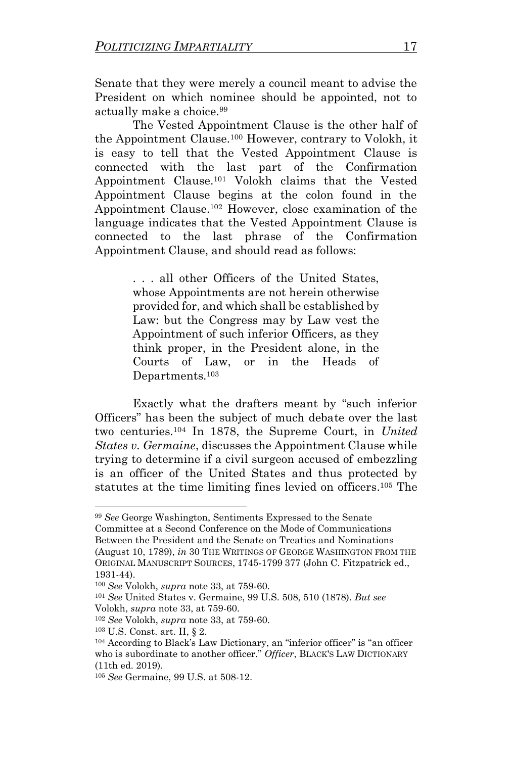Senate that they were merely a council meant to advise the President on which nominee should be appointed, not to actually make a choice.[99]

The Vested Appointment Clause is the other half of the Appointment Clause.[100] However, contrary to Volokh, it is easy to tell that the Vested Appointment Clause is connected with the last part of the Confirmation Appointment Clause.[101] Volokh claims that the Vested Appointment Clause begins at the colon found in the Appointment Clause.[102] However, close examination of the language indicates that the Vested Appointment Clause is connected to the last phrase of the Confirmation Appointment Clause, and should read as follows:

> . . . all other Officers of the United States, whose Appointments are not herein otherwise provided for, and which shall be established by Law: but the Congress may by Law vest the Appointment of such inferior Officers, as they think proper, in the President alone, in the Courts of Law, or in the Heads of Departments.[103]

Exactly what the drafters meant by "such inferior Officers" has been the subject of much debate over the last two centuries.[104] In 1878, the Supreme Court, in *United States v. Germaine*, discusses the Appointment Clause while trying to determine if a civil surgeon accused of embezzling is an officer of the United States and thus protected by statutes at the time limiting fines levied on officers.[105] The

---

[99] *See* George Washington, Sentiments Expressed to the Senate Committee at a Second Conference on the Mode of Communications Between the President and the Senate on Treaties and Nominations (August 10, 1789), *in* 30 THE WRITINGS OF GEORGE WASHINGTON FROM THE ORIGINAL MANUSCRIPT SOURCES, 1745-1799 377 (John C. Fitzpatrick ed., 1931-44).

[100] *See* Volokh, *supra* note 33, at 759-60.

[101] *See* United States v. Germaine, 99 U.S. 508, 510 (1878). *But see* Volokh, *supra* note 33, at 759-60.

[102] *See* Volokh, *supra* note 33, at 759-60.

[103] U.S. Const. art. II, § 2.

[104] According to Black's Law Dictionary, an "inferior officer" is "an officer who is subordinate to another officer." *Officer*, BLACK'S LAW DICTIONARY (11th ed. 2019).

[105] *See* Germaine, 99 U.S. at 508-12.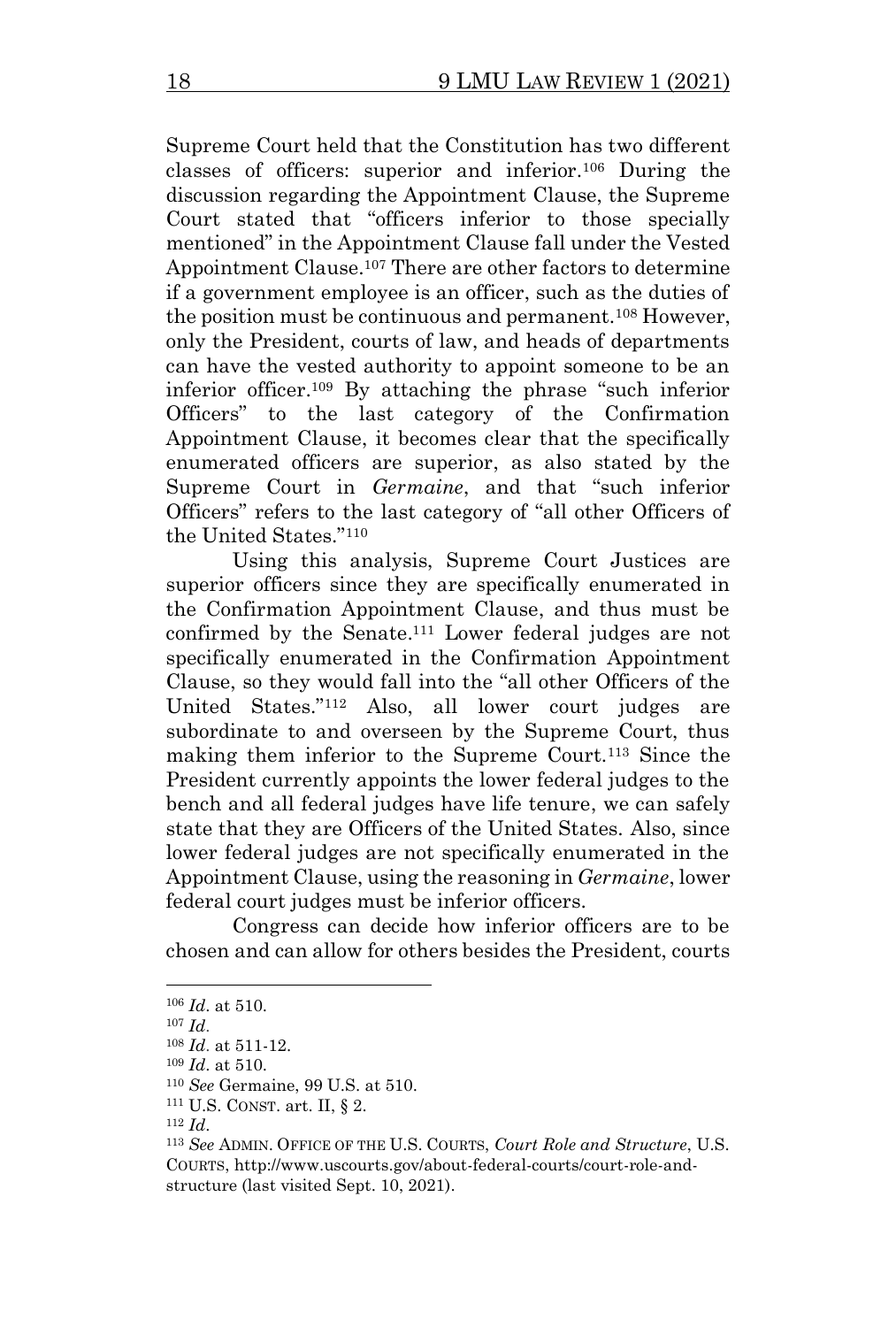Supreme Court held that the Constitution has two different classes of officers: superior and inferior.[106] During the discussion regarding the Appointment Clause, the Supreme Court stated that "officers inferior to those specially mentioned" in the Appointment Clause fall under the Vested Appointment Clause.[107] There are other factors to determine if a government employee is an officer, such as the duties of the position must be continuous and permanent.[108] However, only the President, courts of law, and heads of departments can have the vested authority to appoint someone to be an inferior officer.[109] By attaching the phrase "such inferior Officers" to the last category of the Confirmation Appointment Clause, it becomes clear that the specifically enumerated officers are superior, as also stated by the Supreme Court in *Germaine*, and that "such inferior Officers" refers to the last category of "all other Officers of the United States."[110]

Using this analysis, Supreme Court Justices are superior officers since they are specifically enumerated in the Confirmation Appointment Clause, and thus must be confirmed by the Senate.[111] Lower federal judges are not specifically enumerated in the Confirmation Appointment Clause, so they would fall into the "all other Officers of the United States."[112] Also, all lower court judges are subordinate to and overseen by the Supreme Court, thus making them inferior to the Supreme Court.[113] Since the President currently appoints the lower federal judges to the bench and all federal judges have life tenure, we can safely state that they are Officers of the United States. Also, since lower federal judges are not specifically enumerated in the Appointment Clause, using the reasoning in *Germaine*, lower federal court judges must be inferior officers.

Congress can decide how inferior officers are to be chosen and can allow for others besides the President, courts

---

[106] *Id*. at 510.

[107] *Id*.

[108] *Id*. at 511-12.

[109] *Id*. at 510.

[110] *See* Germaine, 99 U.S. at 510.

[111] U.S. CONST. art. II, § 2.

[112] *Id*.

[113] *See* ADMIN. OFFICE OF THE U.S. COURTS, *Court Role and Structure*, U.S. COURTS, http://www.uscourts.gov/about-federal-courts/court-role-and-structure (last visited Sept. 10, 2021).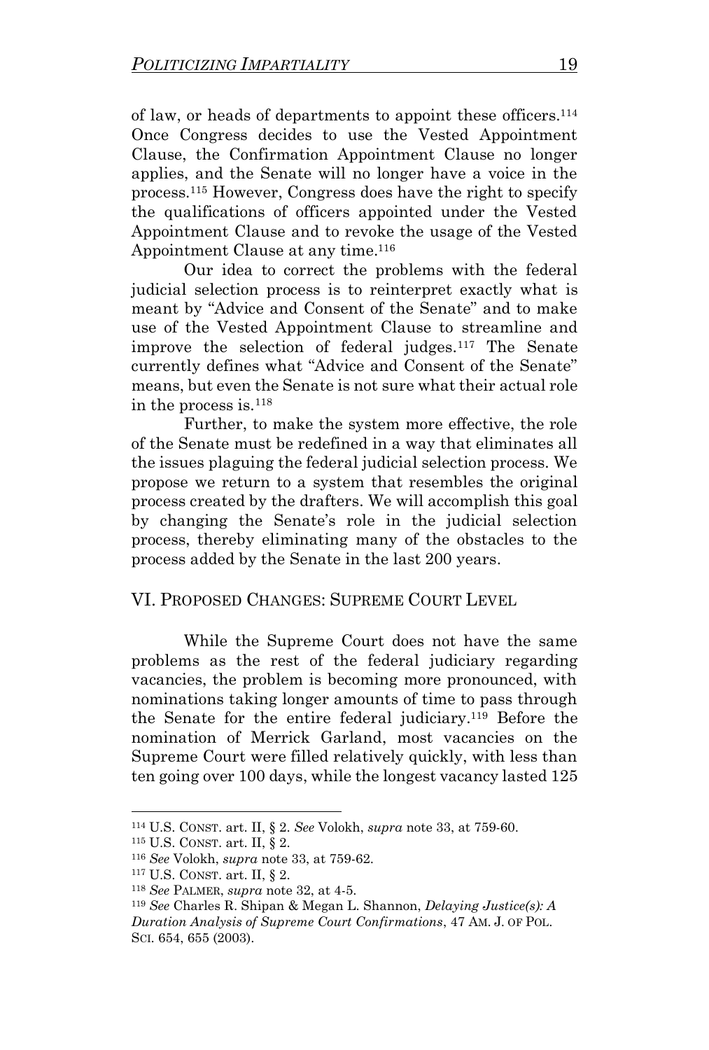of law, or heads of departments to appoint these officers.[114] Once Congress decides to use the Vested Appointment Clause, the Confirmation Appointment Clause no longer applies, and the Senate will no longer have a voice in the process.[115] However, Congress does have the right to specify the qualifications of officers appointed under the Vested Appointment Clause and to revoke the usage of the Vested Appointment Clause at any time.[116]

Our idea to correct the problems with the federal judicial selection process is to reinterpret exactly what is meant by "Advice and Consent of the Senate" and to make use of the Vested Appointment Clause to streamline and improve the selection of federal judges.[117] The Senate currently defines what "Advice and Consent of the Senate" means, but even the Senate is not sure what their actual role in the process is.[118]

Further, to make the system more effective, the role of the Senate must be redefined in a way that eliminates all the issues plaguing the federal judicial selection process. We propose we return to a system that resembles the original process created by the drafters. We will accomplish this goal by changing the Senate's role in the judicial selection process, thereby eliminating many of the obstacles to the process added by the Senate in the last 200 years.

## VI. Proposed Changes: Supreme Court Level

While the Supreme Court does not have the same problems as the rest of the federal judiciary regarding vacancies, the problem is becoming more pronounced, with nominations taking longer amounts of time to pass through the Senate for the entire federal judiciary.[119] Before the nomination of Merrick Garland, most vacancies on the Supreme Court were filled relatively quickly, with less than ten going over 100 days, while the longest vacancy lasted 125

---

[114] U.S. CONST. art. II, § 2. *See* Volokh, *supra* note 33, at 759-60.

[115] U.S. CONST. art. II, § 2.

[116] *See* Volokh, *supra* note 33, at 759-62.

[117] U.S. CONST. art. II, § 2.

[118] *See* PALMER, *supra* note 32, at 4-5.

[119] *See* Charles R. Shipan & Megan L. Shannon, *Delaying Justice(s): A Duration Analysis of Supreme Court Confirmations*, 47 AM. J. OF POL. SCI. 654, 655 (2003).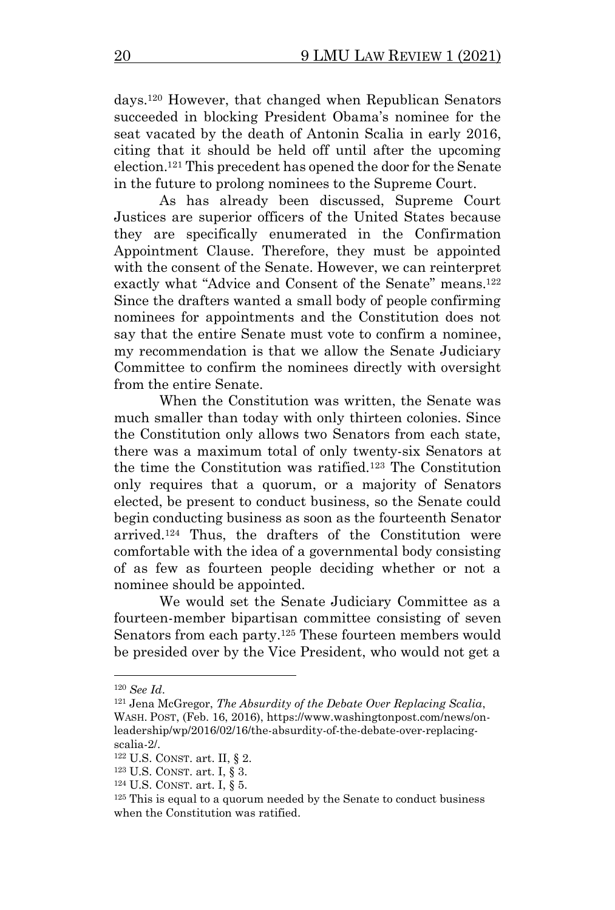days.[120] However, that changed when Republican Senators succeeded in blocking President Obama's nominee for the seat vacated by the death of Antonin Scalia in early 2016, citing that it should be held off until after the upcoming election.[121] This precedent has opened the door for the Senate in the future to prolong nominees to the Supreme Court.

As has already been discussed, Supreme Court Justices are superior officers of the United States because they are specifically enumerated in the Confirmation Appointment Clause. Therefore, they must be appointed with the consent of the Senate. However, we can reinterpret exactly what "Advice and Consent of the Senate" means.[122] Since the drafters wanted a small body of people confirming nominees for appointments and the Constitution does not say that the entire Senate must vote to confirm a nominee, my recommendation is that we allow the Senate Judiciary Committee to confirm the nominees directly with oversight from the entire Senate.

When the Constitution was written, the Senate was much smaller than today with only thirteen colonies. Since the Constitution only allows two Senators from each state, there was a maximum total of only twenty-six Senators at the time the Constitution was ratified.[123] The Constitution only requires that a quorum, or a majority of Senators elected, be present to conduct business, so the Senate could begin conducting business as soon as the fourteenth Senator arrived.[124] Thus, the drafters of the Constitution were comfortable with the idea of a governmental body consisting of as few as fourteen people deciding whether or not a nominee should be appointed.

We would set the Senate Judiciary Committee as a fourteen-member bipartisan committee consisting of seven Senators from each party.[125] These fourteen members would be presided over by the Vice President, who would not get a

---

[120] *See Id*.

[121] Jena McGregor, *The Absurdity of the Debate Over Replacing Scalia*, WASH. POST, (Feb. 16, 2016), https://www.washingtonpost.com/news/on-leadership/wp/2016/02/16/the-absurdity-of-the-debate-over-replacing-scalia-2/.

[122] U.S. CONST. art. II, § 2.

[123] U.S. CONST. art. I, § 3.

[124] U.S. CONST. art. I, § 5.

[125] This is equal to a quorum needed by the Senate to conduct business when the Constitution was ratified.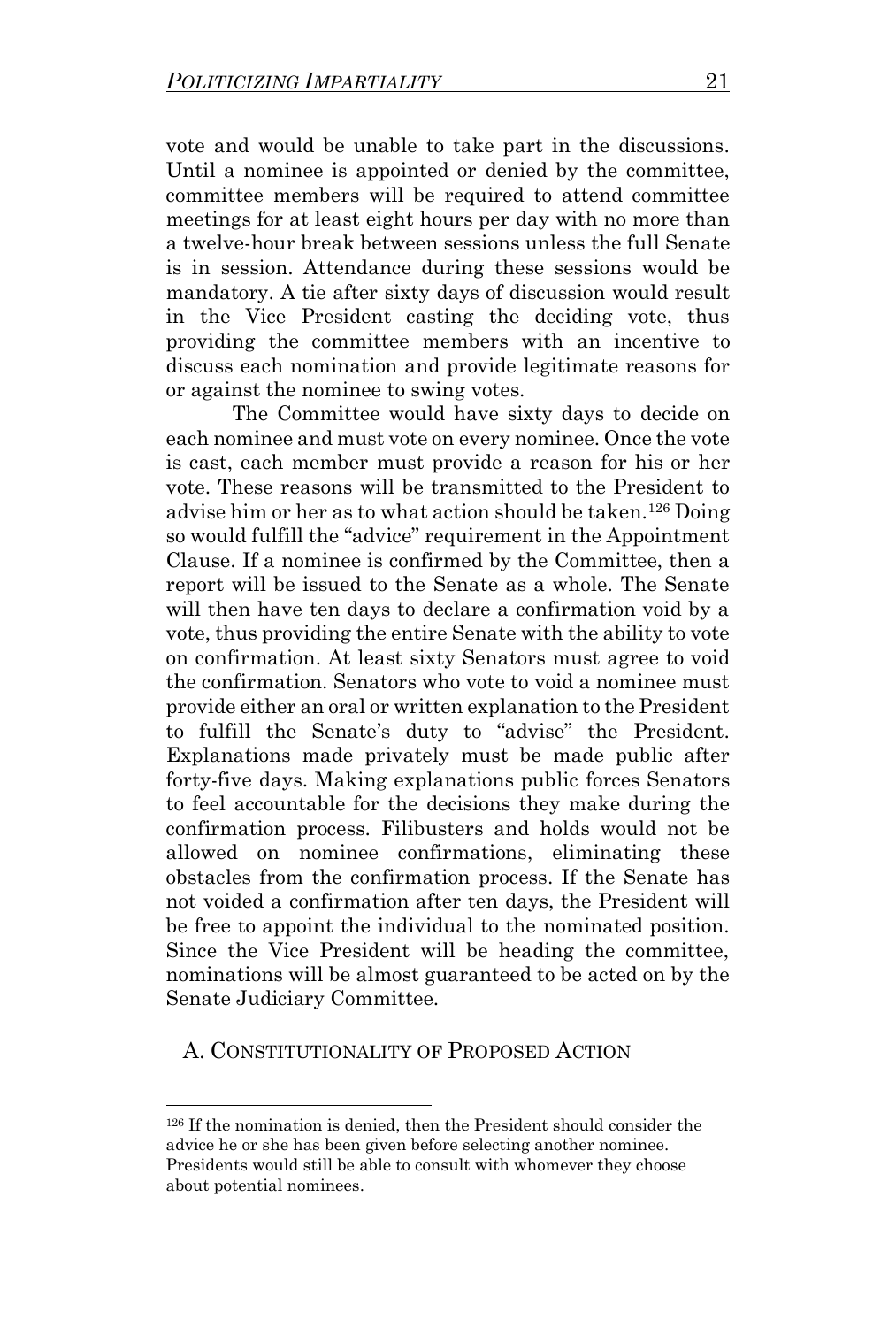vote and would be unable to take part in the discussions. Until a nominee is appointed or denied by the committee, committee members will be required to attend committee meetings for at least eight hours per day with no more than a twelve-hour break between sessions unless the full Senate is in session. Attendance during these sessions would be mandatory. A tie after sixty days of discussion would result in the Vice President casting the deciding vote, thus providing the committee members with an incentive to discuss each nomination and provide legitimate reasons for or against the nominee to swing votes.

The Committee would have sixty days to decide on each nominee and must vote on every nominee. Once the vote is cast, each member must provide a reason for his or her vote. These reasons will be transmitted to the President to advise him or her as to what action should be taken.[126] Doing so would fulfill the "advice" requirement in the Appointment Clause. If a nominee is confirmed by the Committee, then a report will be issued to the Senate as a whole. The Senate will then have ten days to declare a confirmation void by a vote, thus providing the entire Senate with the ability to vote on confirmation. At least sixty Senators must agree to void the confirmation. Senators who vote to void a nominee must provide either an oral or written explanation to the President to fulfill the Senate's duty to "advise" the President. Explanations made privately must be made public after forty-five days. Making explanations public forces Senators to feel accountable for the decisions they make during the confirmation process. Filibusters and holds would not be allowed on nominee confirmations, eliminating these obstacles from the confirmation process. If the Senate has not voided a confirmation after ten days, the President will be free to appoint the individual to the nominated position. Since the Vice President will be heading the committee, nominations will be almost guaranteed to be acted on by the Senate Judiciary Committee.

## A. Constitutionality of Proposed Action

[126] If the nomination is denied, then the President should consider the advice he or she has been given before selecting another nominee. Presidents would still be able to consult with whomever they choose about potential nominees.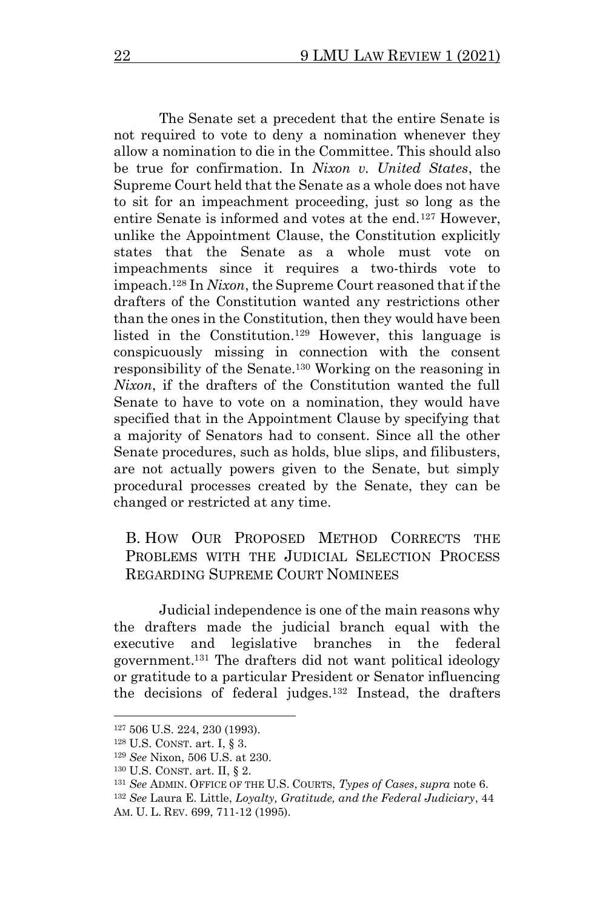The Senate set a precedent that the entire Senate is not required to vote to deny a nomination whenever they allow a nomination to die in the Committee. This should also be true for confirmation. In *Nixon v. United States*, the Supreme Court held that the Senate as a whole does not have to sit for an impeachment proceeding, just so long as the entire Senate is informed and votes at the end.[127] However, unlike the Appointment Clause, the Constitution explicitly states that the Senate as a whole must vote on impeachments since it requires a two-thirds vote to impeach.[128] In *Nixon*, the Supreme Court reasoned that if the drafters of the Constitution wanted any restrictions other than the ones in the Constitution, then they would have been listed in the Constitution.[129] However, this language is conspicuously missing in connection with the consent responsibility of the Senate.[130] Working on the reasoning in *Nixon*, if the drafters of the Constitution wanted the full Senate to have to vote on a nomination, they would have specified that in the Appointment Clause by specifying that a majority of Senators had to consent. Since all the other Senate procedures, such as holds, blue slips, and filibusters, are not actually powers given to the Senate, but simply procedural processes created by the Senate, they can be changed or restricted at any time.

## B. How Our Proposed Method Corrects the Problems with the Judicial Selection Process Regarding Supreme Court Nominees

Judicial independence is one of the main reasons why the drafters made the judicial branch equal with the executive and legislative branches in the federal government.[131] The drafters did not want political ideology or gratitude to a particular President or Senator influencing the decisions of federal judges.[132] Instead, the drafters

---

[127] 506 U.S. 224, 230 (1993).

[128] U.S. Const. art. I, § 3.

[129] *See* Nixon, 506 U.S. at 230.

[130] U.S. Const. art. II, § 2.

[131] *See* Admin. Office of the U.S. Courts, *Types of Cases*, *supra* note 6.

[132] *See* Laura E. Little, *Loyalty, Gratitude, and the Federal Judiciary*, 44 Am. U. L. Rev. 699, 711-12 (1995).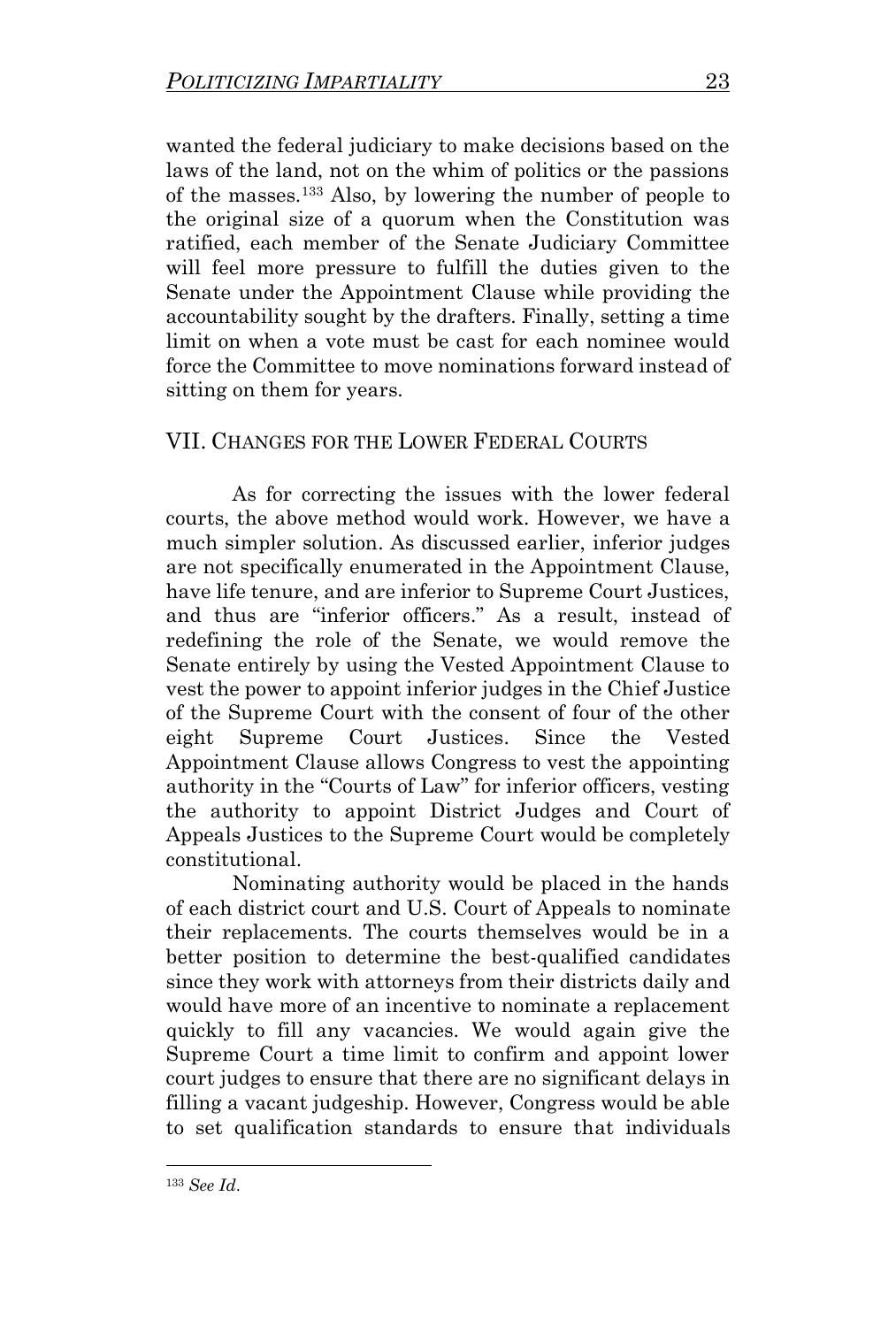wanted the federal judiciary to make decisions based on the laws of the land, not on the whim of politics or the passions of the masses.[133] Also, by lowering the number of people to the original size of a quorum when the Constitution was ratified, each member of the Senate Judiciary Committee will feel more pressure to fulfill the duties given to the Senate under the Appointment Clause while providing the accountability sought by the drafters. Finally, setting a time limit on when a vote must be cast for each nominee would force the Committee to move nominations forward instead of sitting on them for years.

## VII. CHANGES FOR THE LOWER FEDERAL COURTS

As for correcting the issues with the lower federal courts, the above method would work. However, we have a much simpler solution. As discussed earlier, inferior judges are not specifically enumerated in the Appointment Clause, have life tenure, and are inferior to Supreme Court Justices, and thus are "inferior officers." As a result, instead of redefining the role of the Senate, we would remove the Senate entirely by using the Vested Appointment Clause to vest the power to appoint inferior judges in the Chief Justice of the Supreme Court with the consent of four of the other eight Supreme Court Justices. Since the Vested Appointment Clause allows Congress to vest the appointing authority in the "Courts of Law" for inferior officers, vesting the authority to appoint District Judges and Court of Appeals Justices to the Supreme Court would be completely constitutional.

Nominating authority would be placed in the hands of each district court and U.S. Court of Appeals to nominate their replacements. The courts themselves would be in a better position to determine the best-qualified candidates since they work with attorneys from their districts daily and would have more of an incentive to nominate a replacement quickly to fill any vacancies. We would again give the Supreme Court a time limit to confirm and appoint lower court judges to ensure that there are no significant delays in filling a vacant judgeship. However, Congress would be able to set qualification standards to ensure that individuals

---

[133] *See Id*.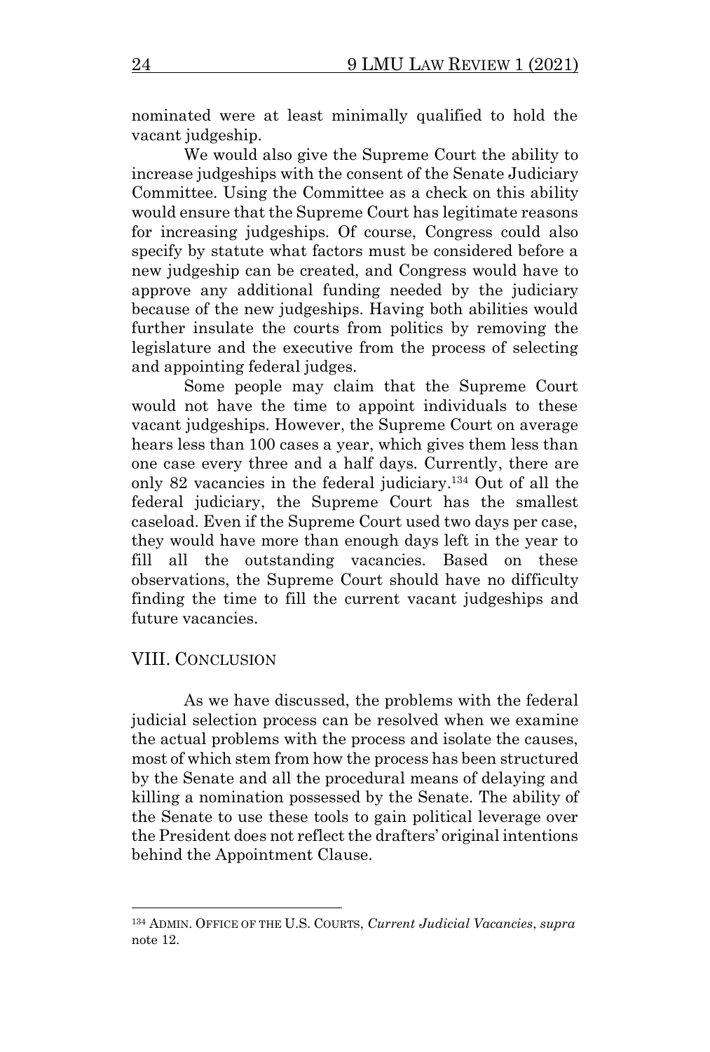nominated were at least minimally qualified to hold the vacant judgeship.

We would also give the Supreme Court the ability to increase judgeships with the consent of the Senate Judiciary Committee. Using the Committee as a check on this ability would ensure that the Supreme Court has legitimate reasons for increasing judgeships. Of course, Congress could also specify by statute what factors must be considered before a new judgeship can be created, and Congress would have to approve any additional funding needed by the judiciary because of the new judgeships. Having both abilities would further insulate the courts from politics by removing the legislature and the executive from the process of selecting and appointing federal judges.

Some people may claim that the Supreme Court would not have the time to appoint individuals to these vacant judgeships. However, the Supreme Court on average hears less than 100 cases a year, which gives them less than one case every three and a half days. Currently, there are only 82 vacancies in the federal judiciary.[134] Out of all the federal judiciary, the Supreme Court has the smallest caseload. Even if the Supreme Court used two days per case, they would have more than enough days left in the year to fill all the outstanding vacancies. Based on these observations, the Supreme Court should have no difficulty finding the time to fill the current vacant judgeships and future vacancies.

## VIII. Conclusion

As we have discussed, the problems with the federal judicial selection process can be resolved when we examine the actual problems with the process and isolate the causes, most of which stem from how the process has been structured by the Senate and all the procedural means of delaying and killing a nomination possessed by the Senate. The ability of the Senate to use these tools to gain political leverage over the President does not reflect the drafters' original intentions behind the Appointment Clause.

---

[134] Admin. Office of the U.S. Courts, *Current Judicial Vacancies*, *supra* note 12.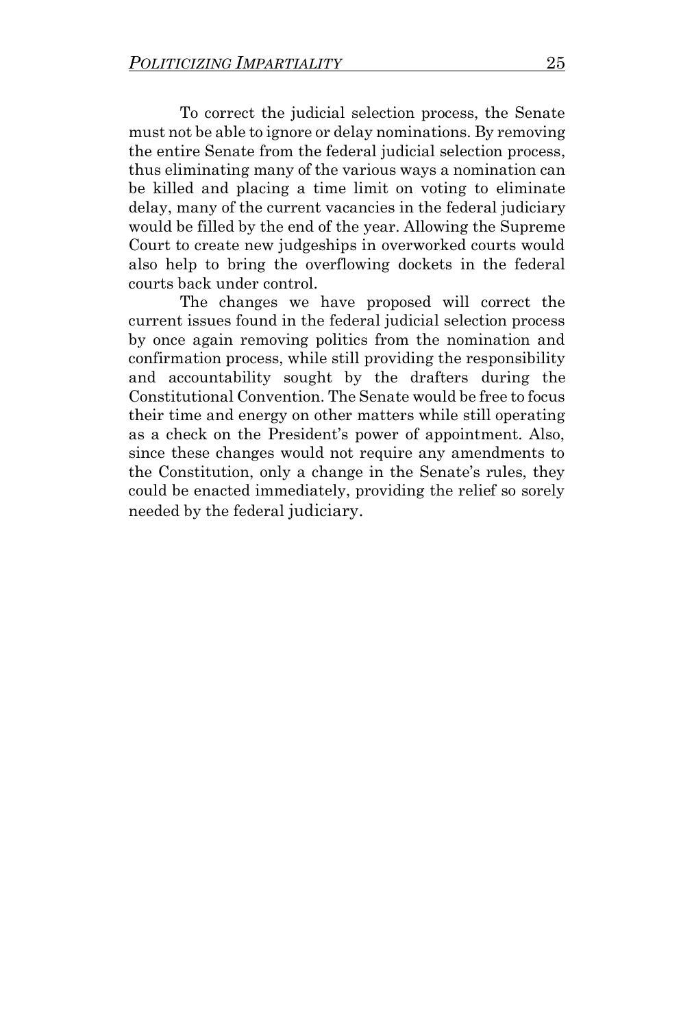To correct the judicial selection process, the Senate must not be able to ignore or delay nominations. By removing the entire Senate from the federal judicial selection process, thus eliminating many of the various ways a nomination can be killed and placing a time limit on voting to eliminate delay, many of the current vacancies in the federal judiciary would be filled by the end of the year. Allowing the Supreme Court to create new judgeships in overworked courts would also help to bring the overflowing dockets in the federal courts back under control.

The changes we have proposed will correct the current issues found in the federal judicial selection process by once again removing politics from the nomination and confirmation process, while still providing the responsibility and accountability sought by the drafters during the Constitutional Convention. The Senate would be free to focus their time and energy on other matters while still operating as a check on the President's power of appointment. Also, since these changes would not require any amendments to the Constitution, only a change in the Senate's rules, they could be enacted immediately, providing the relief so sorely needed by the federal judiciary.